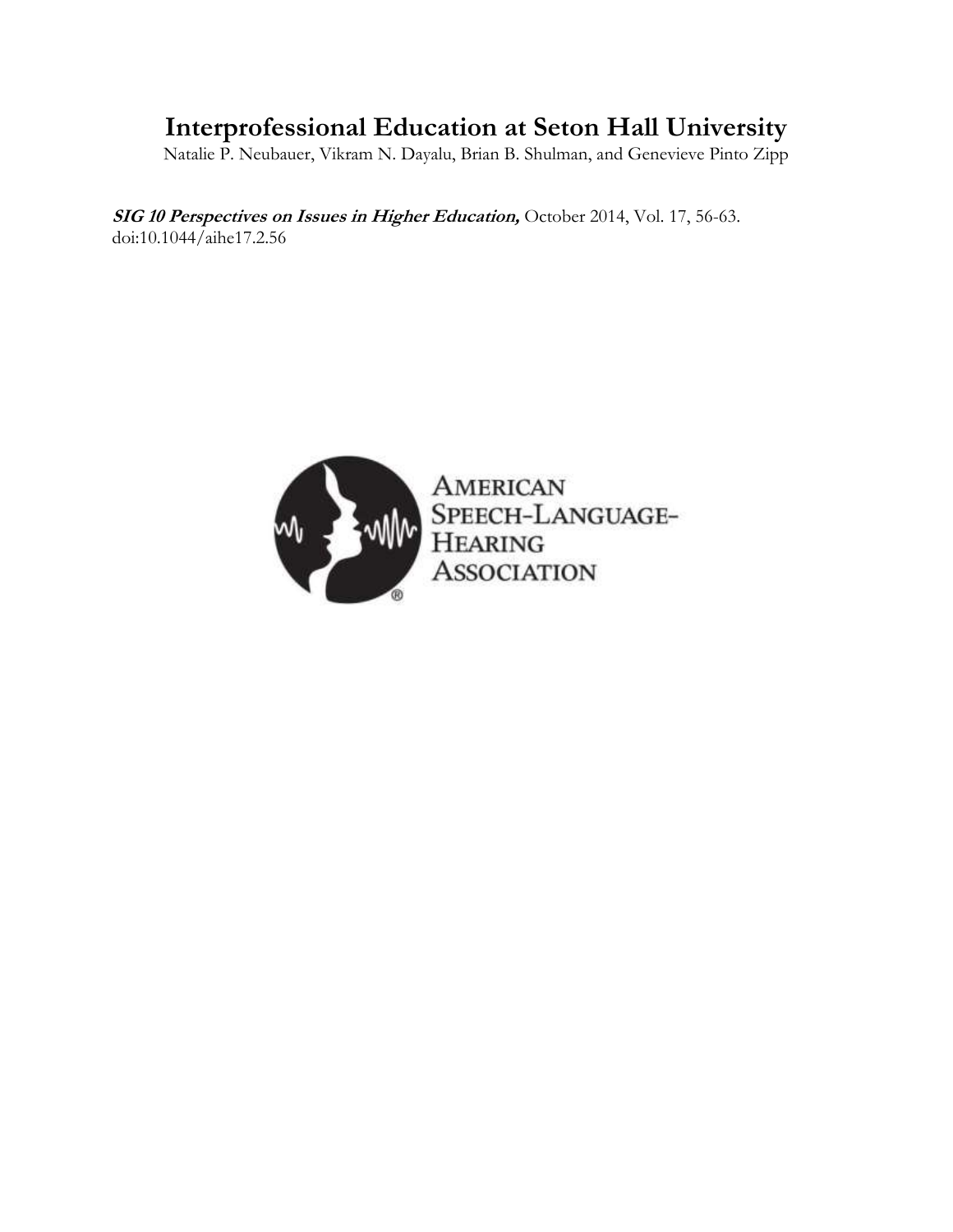# Interprofessional Education at Seton Hall University

Natalie P. Neubauer, Vikram N. Dayalu, Brian B. Shulman, and Genevieve Pinto Zipp

***SIG 10 Perspectives on Issues in Higher Education,*** October 2014, Vol. 17, 56-63.
doi:10.1044/aihe17.2.56

AMERICAN SPEECH-LANGUAGE-HEARING ASSOCIATION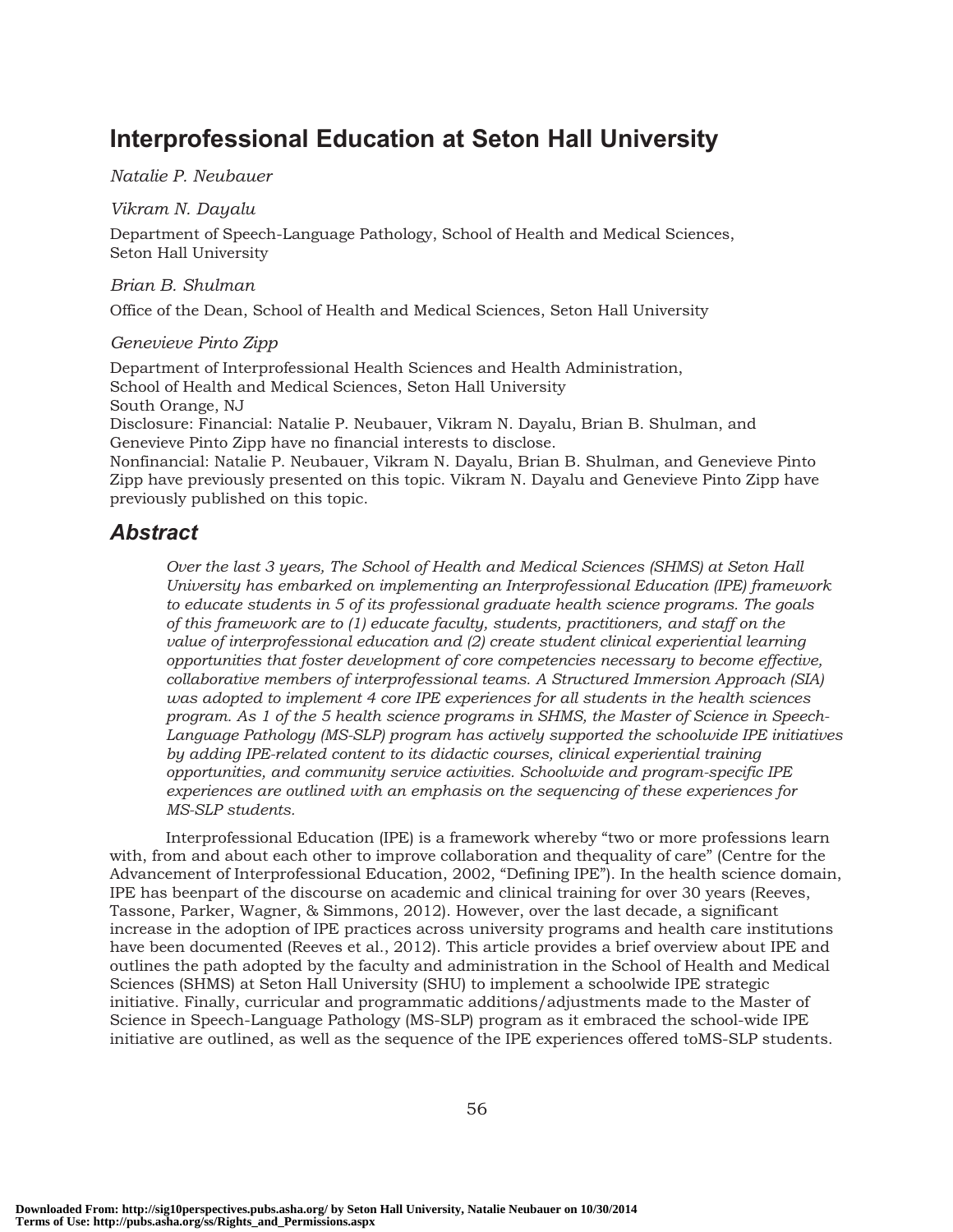# Interprofessional Education at Seton Hall University

*Natalie P. Neubauer*

*Vikram N. Dayalu*

Department of Speech-Language Pathology, School of Health and Medical Sciences, Seton Hall University

*Brian B. Shulman*

Office of the Dean, School of Health and Medical Sciences, Seton Hall University

*Genevieve Pinto Zipp*

Department of Interprofessional Health Sciences and Health Administration, School of Health and Medical Sciences, Seton Hall University
South Orange, NJ
Disclosure: Financial: Natalie P. Neubauer, Vikram N. Dayalu, Brian B. Shulman, and Genevieve Pinto Zipp have no financial interests to disclose.
Nonfinancial: Natalie P. Neubauer, Vikram N. Dayalu, Brian B. Shulman, and Genevieve Pinto Zipp have previously presented on this topic. Vikram N. Dayalu and Genevieve Pinto Zipp have previously published on this topic.

## Abstract

*Over the last 3 years, The School of Health and Medical Sciences (SHMS) at Seton Hall University has embarked on implementing an Interprofessional Education (IPE) framework to educate students in 5 of its professional graduate health science programs. The goals of this framework are to (1) educate faculty, students, practitioners, and staff on the value of interprofessional education and (2) create student clinical experiential learning opportunities that foster development of core competencies necessary to become effective, collaborative members of interprofessional teams. A Structured Immersion Approach (SIA) was adopted to implement 4 core IPE experiences for all students in the health sciences program. As 1 of the 5 health science programs in SHMS, the Master of Science in Speech-Language Pathology (MS-SLP) program has actively supported the schoolwide IPE initiatives by adding IPE-related content to its didactic courses, clinical experiential training opportunities, and community service activities. Schoolwide and program-specific IPE experiences are outlined with an emphasis on the sequencing of these experiences for MS-SLP students.*

Interprofessional Education (IPE) is a framework whereby "two or more professions learn with, from and about each other to improve collaboration and thequality of care" (Centre for the Advancement of Interprofessional Education, 2002, "Defining IPE"). In the health science domain, IPE has beenpart of the discourse on academic and clinical training for over 30 years (Reeves, Tassone, Parker, Wagner, & Simmons, 2012). However, over the last decade, a significant increase in the adoption of IPE practices across university programs and health care institutions have been documented (Reeves et al., 2012). This article provides a brief overview about IPE and outlines the path adopted by the faculty and administration in the School of Health and Medical Sciences (SHMS) at Seton Hall University (SHU) to implement a schoolwide IPE strategic initiative. Finally, curricular and programmatic additions/adjustments made to the Master of Science in Speech-Language Pathology (MS-SLP) program as it embraced the school-wide IPE initiative are outlined, as well as the sequence of the IPE experiences offered toMS-SLP students.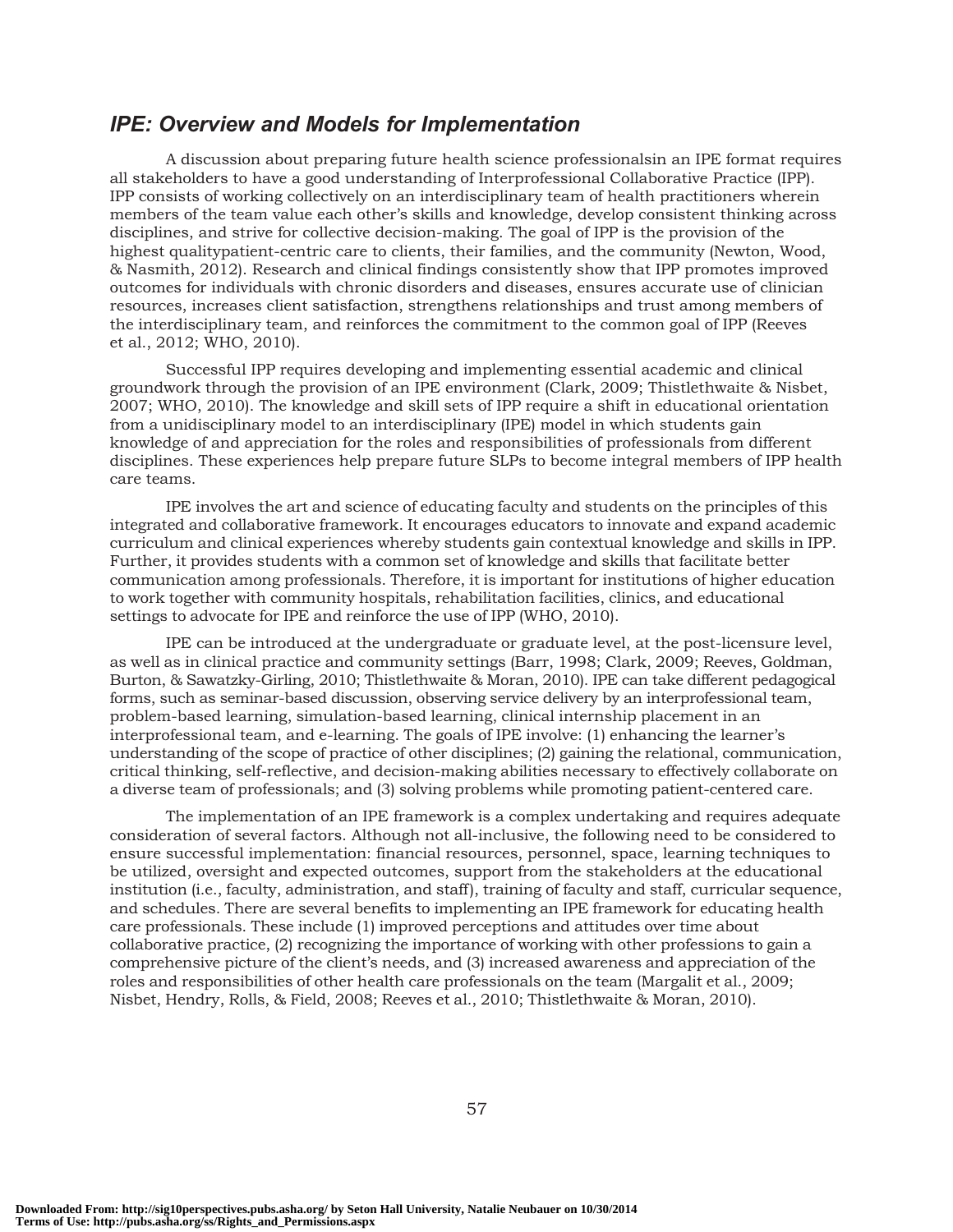## *IPE: Overview and Models for Implementation*

A discussion about preparing future health science professionalsin an IPE format requires all stakeholders to have a good understanding of Interprofessional Collaborative Practice (IPP). IPP consists of working collectively on an interdisciplinary team of health practitioners wherein members of the team value each other's skills and knowledge, develop consistent thinking across disciplines, and strive for collective decision-making. The goal of IPP is the provision of the highest qualitypatient-centric care to clients, their families, and the community (Newton, Wood, & Nasmith, 2012). Research and clinical findings consistently show that IPP promotes improved outcomes for individuals with chronic disorders and diseases, ensures accurate use of clinician resources, increases client satisfaction, strengthens relationships and trust among members of the interdisciplinary team, and reinforces the commitment to the common goal of IPP (Reeves et al., 2012; WHO, 2010).

Successful IPP requires developing and implementing essential academic and clinical groundwork through the provision of an IPE environment (Clark, 2009; Thistlethwaite & Nisbet, 2007; WHO, 2010). The knowledge and skill sets of IPP require a shift in educational orientation from a unidisciplinary model to an interdisciplinary (IPE) model in which students gain knowledge of and appreciation for the roles and responsibilities of professionals from different disciplines. These experiences help prepare future SLPs to become integral members of IPP health care teams.

IPE involves the art and science of educating faculty and students on the principles of this integrated and collaborative framework. It encourages educators to innovate and expand academic curriculum and clinical experiences whereby students gain contextual knowledge and skills in IPP. Further, it provides students with a common set of knowledge and skills that facilitate better communication among professionals. Therefore, it is important for institutions of higher education to work together with community hospitals, rehabilitation facilities, clinics, and educational settings to advocate for IPE and reinforce the use of IPP (WHO, 2010).

IPE can be introduced at the undergraduate or graduate level, at the post-licensure level, as well as in clinical practice and community settings (Barr, 1998; Clark, 2009; Reeves, Goldman, Burton, & Sawatzky-Girling, 2010; Thistlethwaite & Moran, 2010). IPE can take different pedagogical forms, such as seminar-based discussion, observing service delivery by an interprofessional team, problem-based learning, simulation-based learning, clinical internship placement in an interprofessional team, and e-learning. The goals of IPE involve: (1) enhancing the learner's understanding of the scope of practice of other disciplines; (2) gaining the relational, communication, critical thinking, self-reflective, and decision-making abilities necessary to effectively collaborate on a diverse team of professionals; and (3) solving problems while promoting patient-centered care.

The implementation of an IPE framework is a complex undertaking and requires adequate consideration of several factors. Although not all-inclusive, the following need to be considered to ensure successful implementation: financial resources, personnel, space, learning techniques to be utilized, oversight and expected outcomes, support from the stakeholders at the educational institution (i.e., faculty, administration, and staff), training of faculty and staff, curricular sequence, and schedules. There are several benefits to implementing an IPE framework for educating health care professionals. These include (1) improved perceptions and attitudes over time about collaborative practice, (2) recognizing the importance of working with other professions to gain a comprehensive picture of the client's needs, and (3) increased awareness and appreciation of the roles and responsibilities of other health care professionals on the team (Margalit et al., 2009; Nisbet, Hendry, Rolls, & Field, 2008; Reeves et al., 2010; Thistlethwaite & Moran, 2010).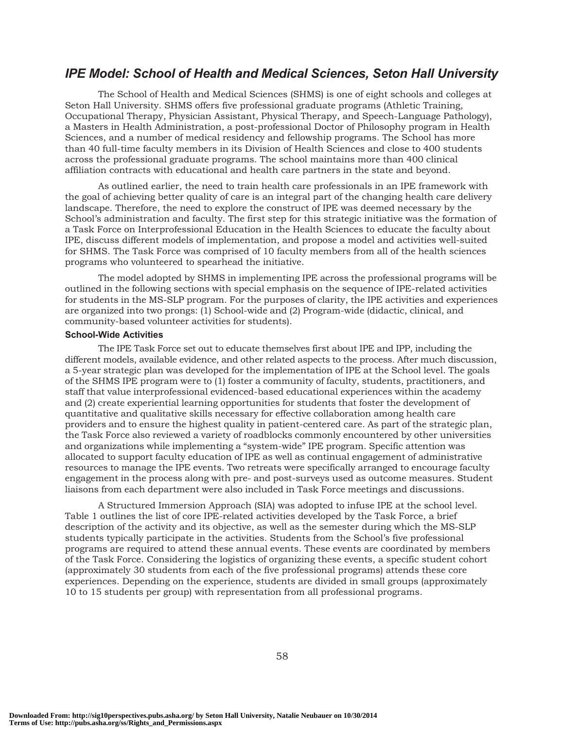## *IPE Model: School of Health and Medical Sciences, Seton Hall University*

The School of Health and Medical Sciences (SHMS) is one of eight schools and colleges at Seton Hall University. SHMS offers five professional graduate programs (Athletic Training, Occupational Therapy, Physician Assistant, Physical Therapy, and Speech-Language Pathology), a Masters in Health Administration, a post-professional Doctor of Philosophy program in Health Sciences, and a number of medical residency and fellowship programs. The School has more than 40 full-time faculty members in its Division of Health Sciences and close to 400 students across the professional graduate programs. The school maintains more than 400 clinical affiliation contracts with educational and health care partners in the state and beyond.

As outlined earlier, the need to train health care professionals in an IPE framework with the goal of achieving better quality of care is an integral part of the changing health care delivery landscape. Therefore, the need to explore the construct of IPE was deemed necessary by the School's administration and faculty. The first step for this strategic initiative was the formation of a Task Force on Interprofessional Education in the Health Sciences to educate the faculty about IPE, discuss different models of implementation, and propose a model and activities well-suited for SHMS. The Task Force was comprised of 10 faculty members from all of the health sciences programs who volunteered to spearhead the initiative.

The model adopted by SHMS in implementing IPE across the professional programs will be outlined in the following sections with special emphasis on the sequence of IPE-related activities for students in the MS-SLP program. For the purposes of clarity, the IPE activities and experiences are organized into two prongs: (1) School-wide and (2) Program-wide (didactic, clinical, and community-based volunteer activities for students).

### School-Wide Activities

The IPE Task Force set out to educate themselves first about IPE and IPP, including the different models, available evidence, and other related aspects to the process. After much discussion, a 5-year strategic plan was developed for the implementation of IPE at the School level. The goals of the SHMS IPE program were to (1) foster a community of faculty, students, practitioners, and staff that value interprofessional evidenced-based educational experiences within the academy and (2) create experiential learning opportunities for students that foster the development of quantitative and qualitative skills necessary for effective collaboration among health care providers and to ensure the highest quality in patient-centered care. As part of the strategic plan, the Task Force also reviewed a variety of roadblocks commonly encountered by other universities and organizations while implementing a "system-wide" IPE program. Specific attention was allocated to support faculty education of IPE as well as continual engagement of administrative resources to manage the IPE events. Two retreats were specifically arranged to encourage faculty engagement in the process along with pre- and post-surveys used as outcome measures. Student liaisons from each department were also included in Task Force meetings and discussions.

A Structured Immersion Approach (SIA) was adopted to infuse IPE at the school level. Table 1 outlines the list of core IPE-related activities developed by the Task Force, a brief description of the activity and its objective, as well as the semester during which the MS-SLP students typically participate in the activities. Students from the School's five professional programs are required to attend these annual events. These events are coordinated by members of the Task Force. Considering the logistics of organizing these events, a specific student cohort (approximately 30 students from each of the five professional programs) attends these core experiences. Depending on the experience, students are divided in small groups (approximately 10 to 15 students per group) with representation from all professional programs.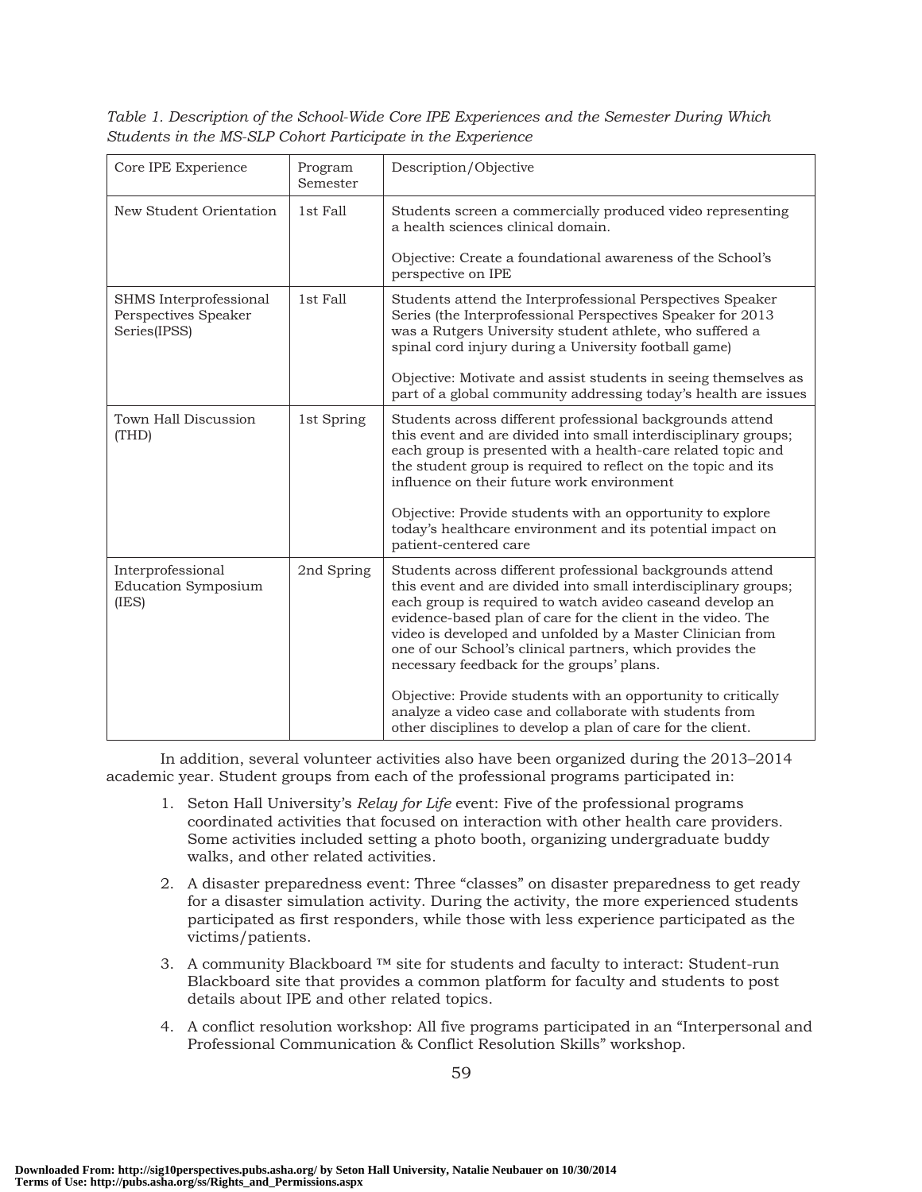*Table 1. Description of the School-Wide Core IPE Experiences and the Semester During Which Students in the MS-SLP Cohort Participate in the Experience*

| Core IPE Experience | Program Semester | Description/Objective |
|---|---|---|
| New Student Orientation | 1st Fall | Students screen a commercially produced video representing a health sciences clinical domain.<br><br>Objective: Create a foundational awareness of the School's perspective on IPE |
| SHMS Interprofessional Perspectives Speaker Series(IPSS) | 1st Fall | Students attend the Interprofessional Perspectives Speaker Series (the Interprofessional Perspectives Speaker for 2013 was a Rutgers University student athlete, who suffered a spinal cord injury during a University football game)<br><br>Objective: Motivate and assist students in seeing themselves as part of a global community addressing today's health are issues |
| Town Hall Discussion (THD) | 1st Spring | Students across different professional backgrounds attend this event and are divided into small interdisciplinary groups; each group is presented with a health-care related topic and the student group is required to reflect on the topic and its influence on their future work environment<br><br>Objective: Provide students with an opportunity to explore today's healthcare environment and its potential impact on patient-centered care |
| Interprofessional Education Symposium (IES) | 2nd Spring | Students across different professional backgrounds attend this event and are divided into small interdisciplinary groups; each group is required to watch avideo caseand develop an evidence-based plan of care for the client in the video. The video is developed and unfolded by a Master Clinician from one of our School's clinical partners, which provides the necessary feedback for the groups' plans.<br><br>Objective: Provide students with an opportunity to critically analyze a video case and collaborate with students from other disciplines to develop a plan of care for the client. |

In addition, several volunteer activities also have been organized during the 2013–2014 academic year. Student groups from each of the professional programs participated in:

1. Seton Hall University's *Relay for Life* event: Five of the professional programs coordinated activities that focused on interaction with other health care providers. Some activities included setting a photo booth, organizing undergraduate buddy walks, and other related activities.
2. A disaster preparedness event: Three "classes" on disaster preparedness to get ready for a disaster simulation activity. During the activity, the more experienced students participated as first responders, while those with less experience participated as the victims/patients.
3. A community Blackboard ™ site for students and faculty to interact: Student-run Blackboard site that provides a common platform for faculty and students to post details about IPE and other related topics.
4. A conflict resolution workshop: All five programs participated in an "Interpersonal and Professional Communication & Conflict Resolution Skills" workshop.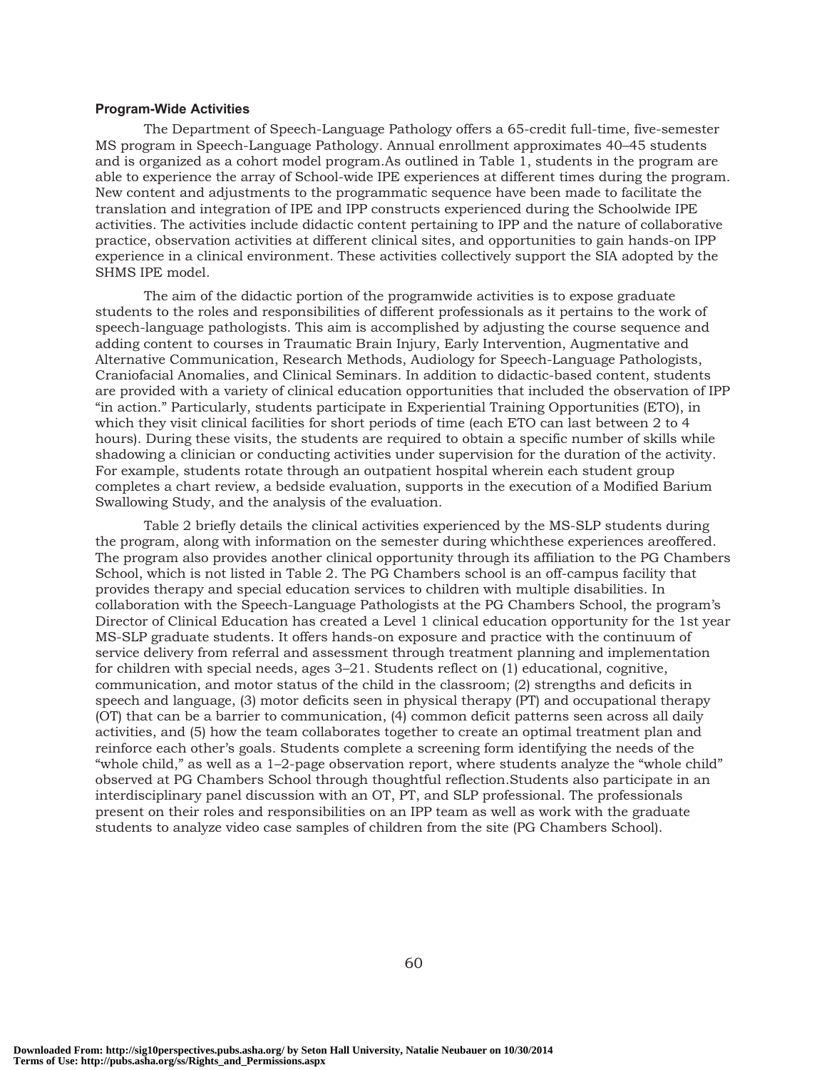### Program-Wide Activities

The Department of Speech-Language Pathology offers a 65-credit full-time, five-semester MS program in Speech-Language Pathology. Annual enrollment approximates 40–45 students and is organized as a cohort model program.As outlined in Table 1, students in the program are able to experience the array of School-wide IPE experiences at different times during the program. New content and adjustments to the programmatic sequence have been made to facilitate the translation and integration of IPE and IPP constructs experienced during the Schoolwide IPE activities. The activities include didactic content pertaining to IPP and the nature of collaborative practice, observation activities at different clinical sites, and opportunities to gain hands-on IPP experience in a clinical environment. These activities collectively support the SIA adopted by the SHMS IPE model.

The aim of the didactic portion of the programwide activities is to expose graduate students to the roles and responsibilities of different professionals as it pertains to the work of speech-language pathologists. This aim is accomplished by adjusting the course sequence and adding content to courses in Traumatic Brain Injury, Early Intervention, Augmentative and Alternative Communication, Research Methods, Audiology for Speech-Language Pathologists, Craniofacial Anomalies, and Clinical Seminars. In addition to didactic-based content, students are provided with a variety of clinical education opportunities that included the observation of IPP "in action." Particularly, students participate in Experiential Training Opportunities (ETO), in which they visit clinical facilities for short periods of time (each ETO can last between 2 to 4 hours). During these visits, the students are required to obtain a specific number of skills while shadowing a clinician or conducting activities under supervision for the duration of the activity. For example, students rotate through an outpatient hospital wherein each student group completes a chart review, a bedside evaluation, supports in the execution of a Modified Barium Swallowing Study, and the analysis of the evaluation.

Table 2 briefly details the clinical activities experienced by the MS-SLP students during the program, along with information on the semester during whichthese experiences areoffered. The program also provides another clinical opportunity through its affiliation to the PG Chambers School, which is not listed in Table 2. The PG Chambers school is an off-campus facility that provides therapy and special education services to children with multiple disabilities. In collaboration with the Speech-Language Pathologists at the PG Chambers School, the program's Director of Clinical Education has created a Level 1 clinical education opportunity for the 1st year MS-SLP graduate students. It offers hands-on exposure and practice with the continuum of service delivery from referral and assessment through treatment planning and implementation for children with special needs, ages 3–21. Students reflect on (1) educational, cognitive, communication, and motor status of the child in the classroom; (2) strengths and deficits in speech and language, (3) motor deficits seen in physical therapy (PT) and occupational therapy (OT) that can be a barrier to communication, (4) common deficit patterns seen across all daily activities, and (5) how the team collaborates together to create an optimal treatment plan and reinforce each other's goals. Students complete a screening form identifying the needs of the "whole child," as well as a 1–2-page observation report, where students analyze the "whole child" observed at PG Chambers School through thoughtful reflection.Students also participate in an interdisciplinary panel discussion with an OT, PT, and SLP professional. The professionals present on their roles and responsibilities on an IPP team as well as work with the graduate students to analyze video case samples of children from the site (PG Chambers School).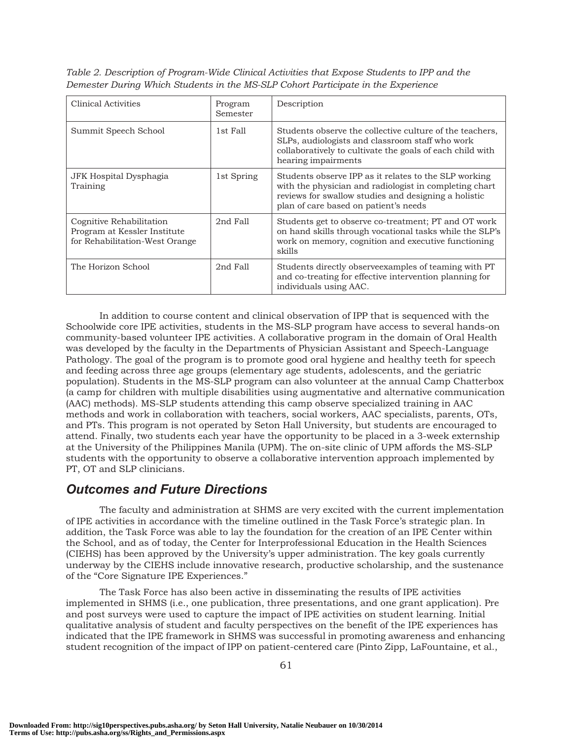*Table 2. Description of Program-Wide Clinical Activities that Expose Students to IPP and the Demester During Which Students in the MS-SLP Cohort Participate in the Experience*

| Clinical Activities | Program Semester | Description |
|---|---|---|
| Summit Speech School | 1st Fall | Students observe the collective culture of the teachers, SLPs, audiologists and classroom staff who work collaboratively to cultivate the goals of each child with hearing impairments |
| JFK Hospital Dysphagia Training | 1st Spring | Students observe IPP as it relates to the SLP working with the physician and radiologist in completing chart reviews for swallow studies and designing a holistic plan of care based on patient's needs |
| Cognitive Rehabilitation Program at Kessler Institute for Rehabilitation-West Orange | 2nd Fall | Students get to observe co-treatment; PT and OT work on hand skills through vocational tasks while the SLP's work on memory, cognition and executive functioning skills |
| The Horizon School | 2nd Fall | Students directly observeexamples of teaming with PT and co-treating for effective intervention planning for individuals using AAC. |

In addition to course content and clinical observation of IPP that is sequenced with the Schoolwide core IPE activities, students in the MS-SLP program have access to several hands-on community-based volunteer IPE activities. A collaborative program in the domain of Oral Health was developed by the faculty in the Departments of Physician Assistant and Speech-Language Pathology. The goal of the program is to promote good oral hygiene and healthy teeth for speech and feeding across three age groups (elementary age students, adolescents, and the geriatric population). Students in the MS-SLP program can also volunteer at the annual Camp Chatterbox (a camp for children with multiple disabilities using augmentative and alternative communication (AAC) methods). MS-SLP students attending this camp observe specialized training in AAC methods and work in collaboration with teachers, social workers, AAC specialists, parents, OTs, and PTs. This program is not operated by Seton Hall University, but students are encouraged to attend. Finally, two students each year have the opportunity to be placed in a 3-week externship at the University of the Philippines Manila (UPM). The on-site clinic of UPM affords the MS-SLP students with the opportunity to observe a collaborative intervention approach implemented by PT, OT and SLP clinicians.

## Outcomes and Future Directions

The faculty and administration at SHMS are very excited with the current implementation of IPE activities in accordance with the timeline outlined in the Task Force's strategic plan. In addition, the Task Force was able to lay the foundation for the creation of an IPE Center within the School, and as of today, the Center for Interprofessional Education in the Health Sciences (CIEHS) has been approved by the University's upper administration. The key goals currently underway by the CIEHS include innovative research, productive scholarship, and the sustenance of the "Core Signature IPE Experiences."

The Task Force has also been active in disseminating the results of IPE activities implemented in SHMS (i.e., one publication, three presentations, and one grant application). Pre and post surveys were used to capture the impact of IPE activities on student learning. Initial qualitative analysis of student and faculty perspectives on the benefit of the IPE experiences has indicated that the IPE framework in SHMS was successful in promoting awareness and enhancing student recognition of the impact of IPP on patient-centered care (Pinto Zipp, LaFountaine, et al.,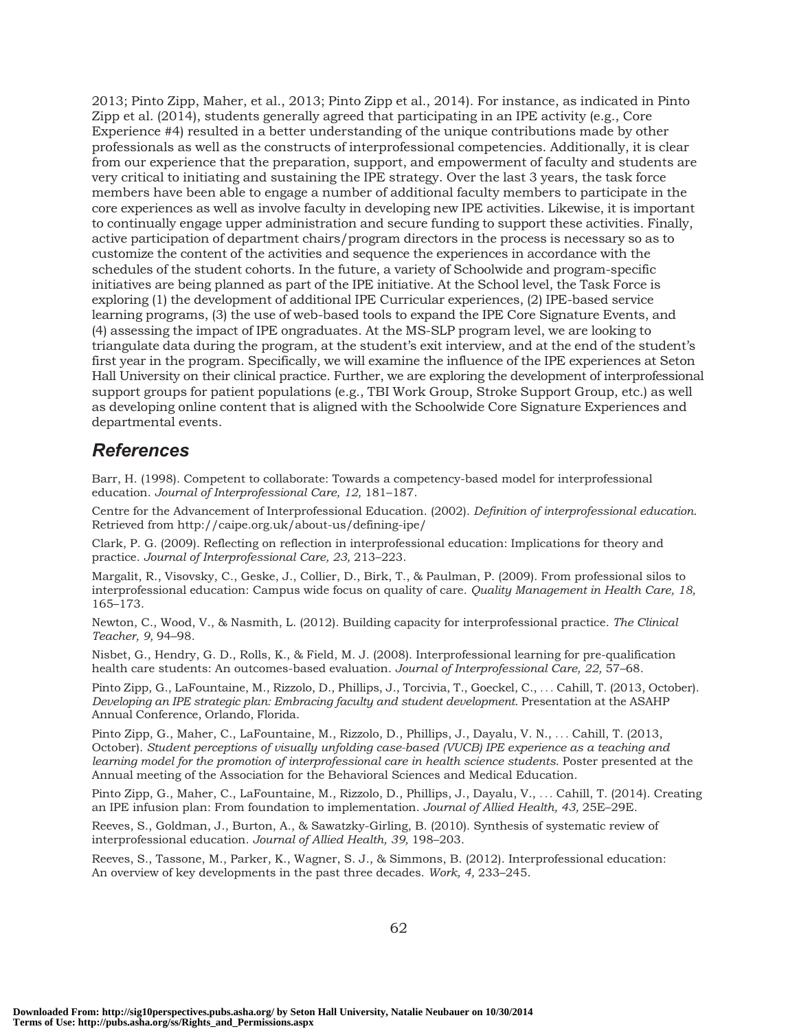2013; Pinto Zipp, Maher, et al., 2013; Pinto Zipp et al., 2014). For instance, as indicated in Pinto Zipp et al. (2014), students generally agreed that participating in an IPE activity (e.g., Core Experience #4) resulted in a better understanding of the unique contributions made by other professionals as well as the constructs of interprofessional competencies. Additionally, it is clear from our experience that the preparation, support, and empowerment of faculty and students are very critical to initiating and sustaining the IPE strategy. Over the last 3 years, the task force members have been able to engage a number of additional faculty members to participate in the core experiences as well as involve faculty in developing new IPE activities. Likewise, it is important to continually engage upper administration and secure funding to support these activities. Finally, active participation of department chairs/program directors in the process is necessary so as to customize the content of the activities and sequence the experiences in accordance with the schedules of the student cohorts. In the future, a variety of Schoolwide and program-specific initiatives are being planned as part of the IPE initiative. At the School level, the Task Force is exploring (1) the development of additional IPE Curricular experiences, (2) IPE-based service learning programs, (3) the use of web-based tools to expand the IPE Core Signature Events, and (4) assessing the impact of IPE ongraduates. At the MS-SLP program level, we are looking to triangulate data during the program, at the student's exit interview, and at the end of the student's first year in the program. Specifically, we will examine the influence of the IPE experiences at Seton Hall University on their clinical practice. Further, we are exploring the development of interprofessional support groups for patient populations (e.g., TBI Work Group, Stroke Support Group, etc.) as well as developing online content that is aligned with the Schoolwide Core Signature Experiences and departmental events.

## References

Barr, H. (1998). Competent to collaborate: Towards a competency-based model for interprofessional education. *Journal of Interprofessional Care, 12,* 181–187.

Centre for the Advancement of Interprofessional Education. (2002). *Definition of interprofessional education.* Retrieved from http://caipe.org.uk/about-us/defining-ipe/

Clark, P. G. (2009). Reflecting on reflection in interprofessional education: Implications for theory and practice. *Journal of Interprofessional Care, 23,* 213–223.

Margalit, R., Visovsky, C., Geske, J., Collier, D., Birk, T., & Paulman, P. (2009). From professional silos to interprofessional education: Campus wide focus on quality of care. *Quality Management in Health Care, 18,* 165–173.

Newton, C., Wood, V., & Nasmith, L. (2012). Building capacity for interprofessional practice. *The Clinical Teacher, 9,* 94–98.

Nisbet, G., Hendry, G. D., Rolls, K., & Field, M. J. (2008). Interprofessional learning for pre-qualification health care students: An outcomes-based evaluation. *Journal of Interprofessional Care, 22,* 57–68.

Pinto Zipp, G., LaFountaine, M., Rizzolo, D., Phillips, J., Torcivia, T., Goeckel, C., . . . Cahill, T. (2013, October). *Developing an IPE strategic plan: Embracing faculty and student development.* Presentation at the ASAHP Annual Conference, Orlando, Florida.

Pinto Zipp, G., Maher, C., LaFountaine, M., Rizzolo, D., Phillips, J., Dayalu, V. N., . . . Cahill, T. (2013, October). *Student perceptions of visually unfolding case-based (VUCB) IPE experience as a teaching and learning model for the promotion of interprofessional care in health science students.* Poster presented at the Annual meeting of the Association for the Behavioral Sciences and Medical Education.

Pinto Zipp, G., Maher, C., LaFountaine, M., Rizzolo, D., Phillips, J., Dayalu, V., . . . Cahill, T. (2014). Creating an IPE infusion plan: From foundation to implementation. *Journal of Allied Health, 43,* 25E–29E.

Reeves, S., Goldman, J., Burton, A., & Sawatzky-Girling, B. (2010). Synthesis of systematic review of interprofessional education. *Journal of Allied Health, 39,* 198–203.

Reeves, S., Tassone, M., Parker, K., Wagner, S. J., & Simmons, B. (2012). Interprofessional education: An overview of key developments in the past three decades. *Work, 4,* 233–245.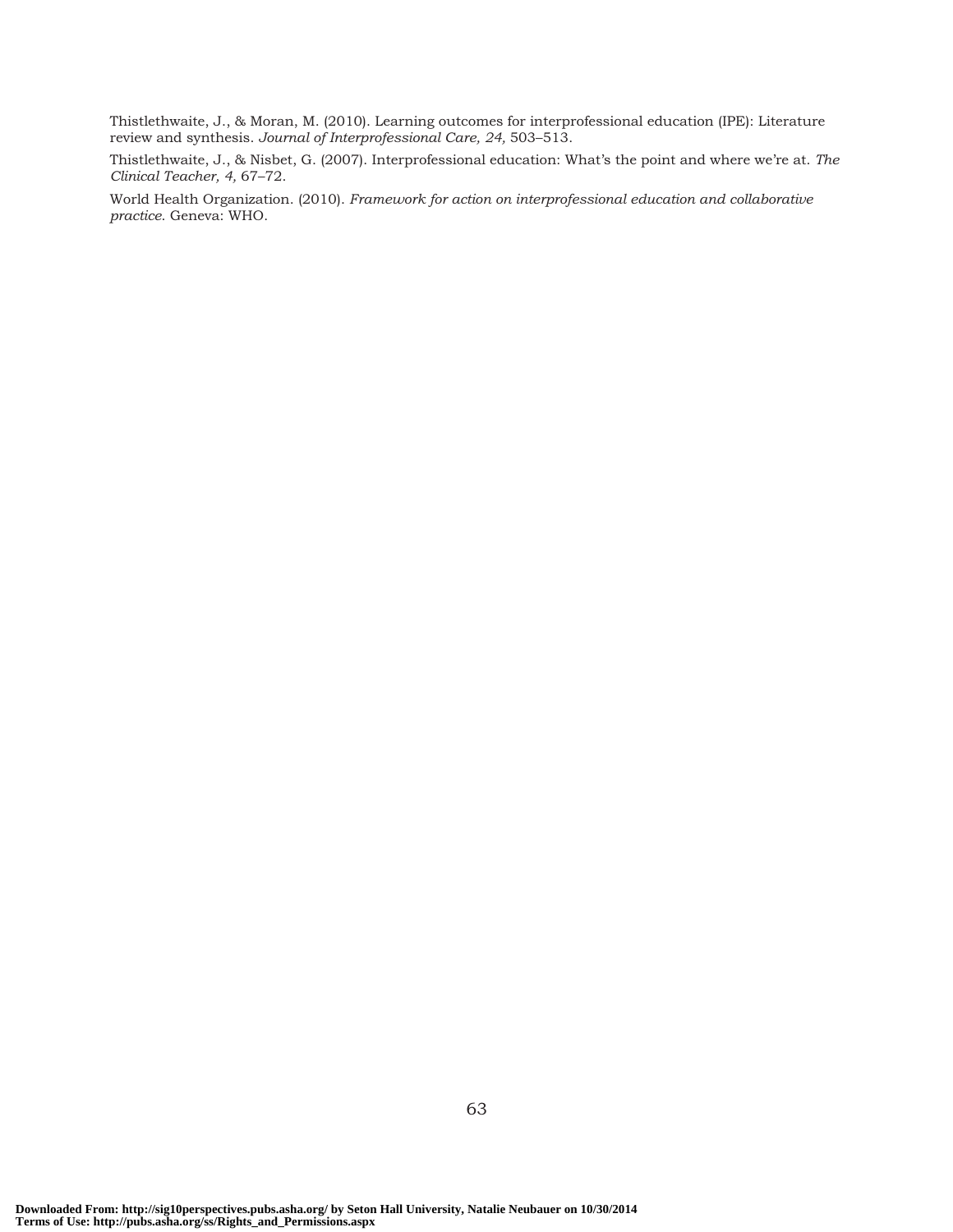Thistlethwaite, J., & Moran, M. (2010). Learning outcomes for interprofessional education (IPE): Literature review and synthesis. *Journal of Interprofessional Care, 24,* 503–513.

Thistlethwaite, J., & Nisbet, G. (2007). Interprofessional education: What's the point and where we're at. *The Clinical Teacher, 4,* 67–72.

World Health Organization. (2010). *Framework for action on interprofessional education and collaborative practice.* Geneva: WHO.